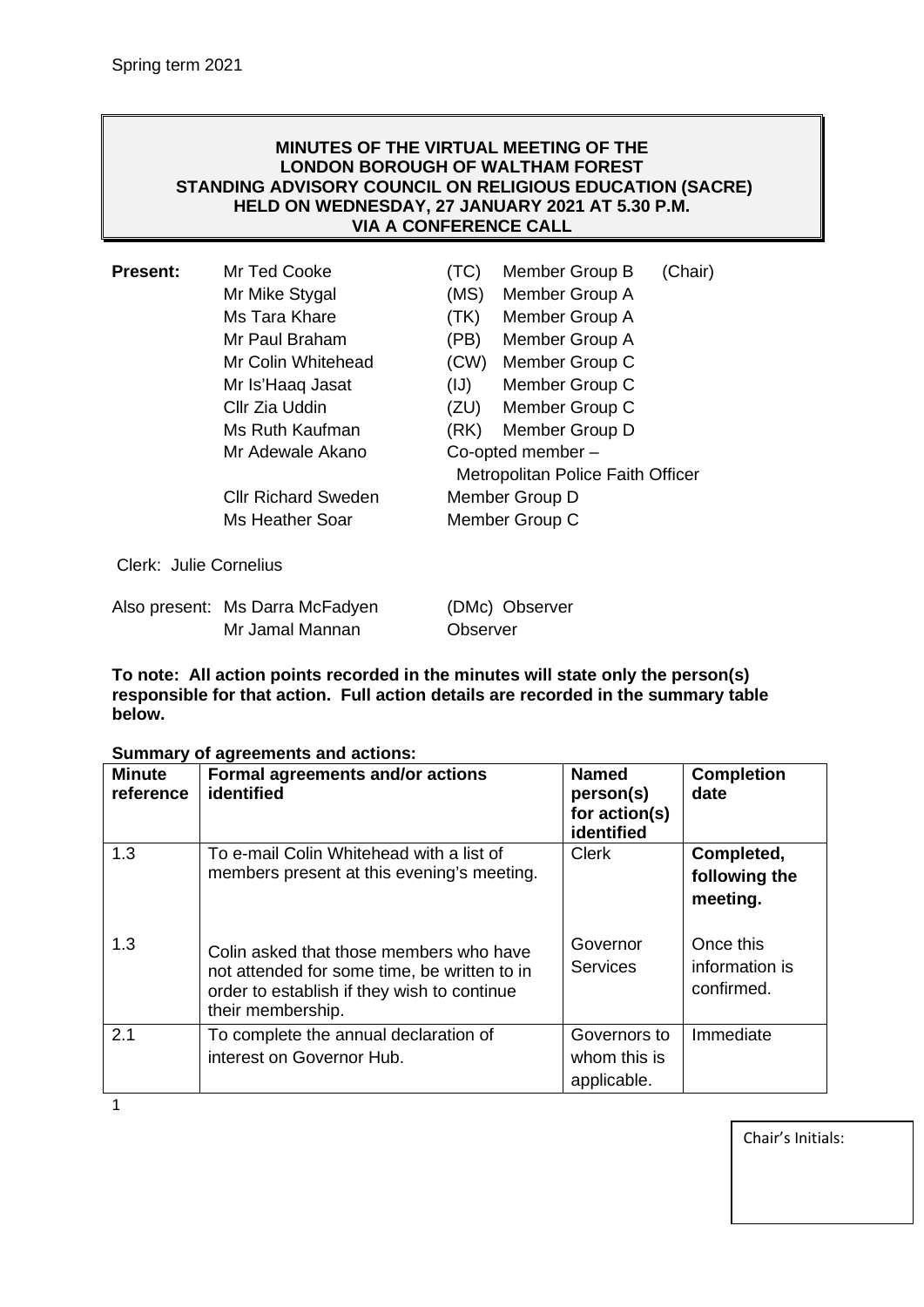Spring term 2021

**MINUTES OF THE VIRTUAL MEETING OF THE LONDON BOROUGH OF WALTHAM FOREST STANDING ADVISORY COUNCIL ON RELIGIOUS EDUCATION (SACRE) HELD ON WEDNESDAY, 27 JANUARY 2021 AT 5.30 P.M. VIA A CONFERENCE CALL**

| **Present:** | Mr Ted Cooke | (TC) | Member Group B (Chair) |
|---|---|---|---|
| | Mr Mike Stygal | (MS) | Member Group A |
| | Ms Tara Khare | (TK) | Member Group A |
| | Mr Paul Braham | (PB) | Member Group A |
| | Mr Colin Whitehead | (CW) | Member Group C |
| | Mr Is'Haaq Jasat | (IJ) | Member Group C |
| | Cllr Zia Uddin | (ZU) | Member Group C |
| | Ms Ruth Kaufman | (RK) | Member Group D |
| | Mr Adewale Akano | | Co-opted member – Metropolitan Police Faith Officer |
| | Cllr Richard Sweden | | Member Group D |
| | Ms Heather Soar | | Member Group C |

Clerk: Julie Cornelius

Also present: Ms Darra McFadyen (DMc) Observer
Mr Jamal Mannan Observer

**To note: All action points recorded in the minutes will state only the person(s) responsible for that action. Full action details are recorded in the summary table below.**

**Summary of agreements and actions:**

| Minute reference | Formal agreements and/or actions identified | Named person(s) for action(s) identified | Completion date |
|---|---|---|---|
| 1.3 | To e-mail Colin Whitehead with a list of members present at this evening's meeting. | Clerk | **Completed, following the meeting.** |
| 1.3 | Colin asked that those members who have not attended for some time, be written to in order to establish if they wish to continue their membership. | Governor Services | Once this information is confirmed. |
| 2.1 | To complete the annual declaration of interest on Governor Hub. | Governors to whom this is applicable. | Immediate |

Chair's Initials: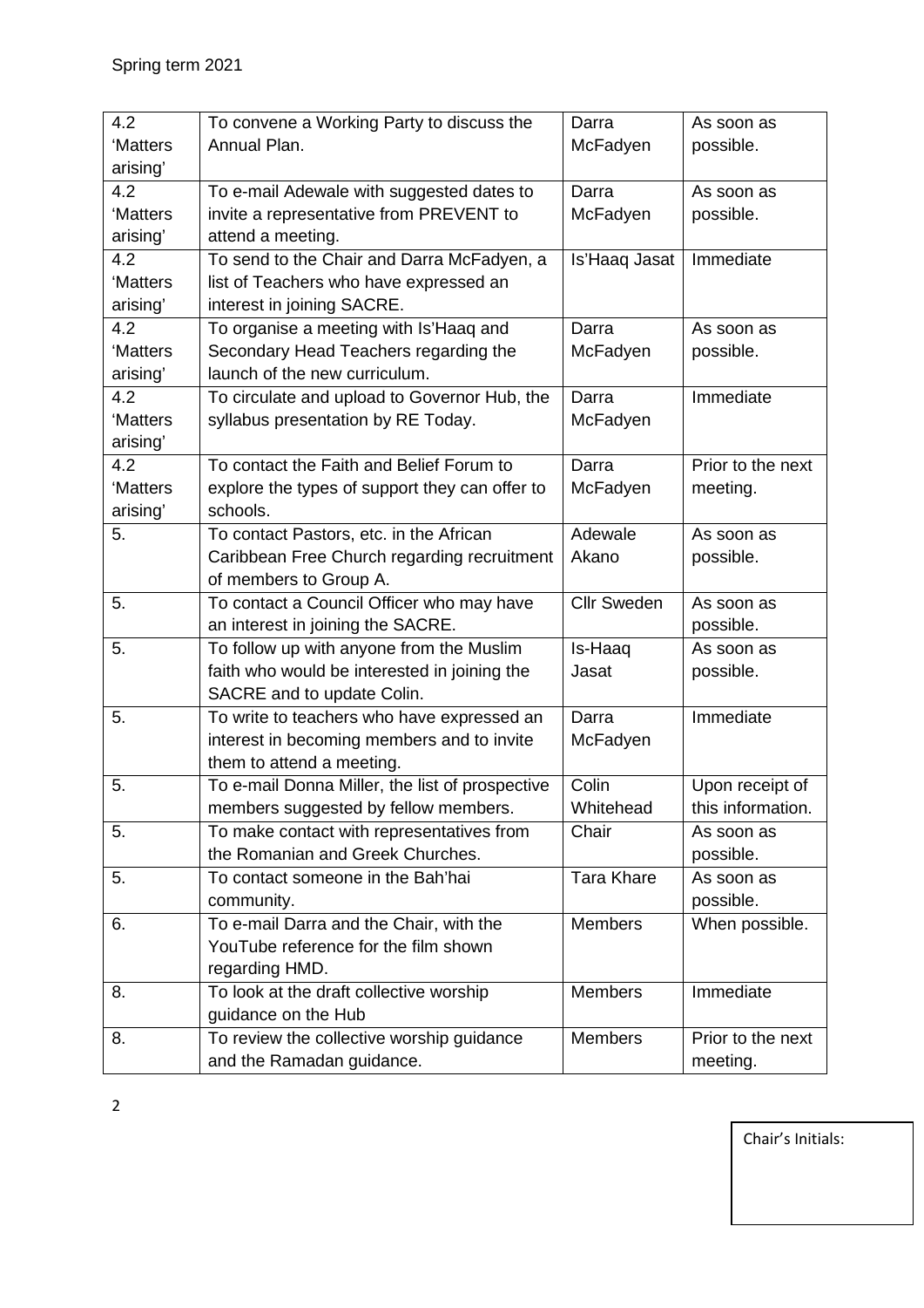| 4.2 'Matters arising' | To convene a Working Party to discuss the Annual Plan. | Darra McFadyen | As soon as possible. |
|---|---|---|---|
| 4.2 'Matters arising' | To e-mail Adewale with suggested dates to invite a representative from PREVENT to attend a meeting. | Darra McFadyen | As soon as possible. |
| 4.2 'Matters arising' | To send to the Chair and Darra McFadyen, a list of Teachers who have expressed an interest in joining SACRE. | Is'Haaq Jasat | Immediate |
| 4.2 'Matters arising' | To organise a meeting with Is'Haaq and Secondary Head Teachers regarding the launch of the new curriculum. | Darra McFadyen | As soon as possible. |
| 4.2 'Matters arising' | To circulate and upload to Governor Hub, the syllabus presentation by RE Today. | Darra McFadyen | Immediate |
| 4.2 'Matters arising' | To contact the Faith and Belief Forum to explore the types of support they can offer to schools. | Darra McFadyen | Prior to the next meeting. |
| 5. | To contact Pastors, etc. in the African Caribbean Free Church regarding recruitment of members to Group A. | Adewale Akano | As soon as possible. |
| 5. | To contact a Council Officer who may have an interest in joining the SACRE. | Cllr Sweden | As soon as possible. |
| 5. | To follow up with anyone from the Muslim faith who would be interested in joining the SACRE and to update Colin. | Is-Haaq Jasat | As soon as possible. |
| 5. | To write to teachers who have expressed an interest in becoming members and to invite them to attend a meeting. | Darra McFadyen | Immediate |
| 5. | To e-mail Donna Miller, the list of prospective members suggested by fellow members. | Colin Whitehead | Upon receipt of this information. |
| 5. | To make contact with representatives from the Romanian and Greek Churches. | Chair | As soon as possible. |
| 5. | To contact someone in the Bah'hai community. | Tara Khare | As soon as possible. |
| 6. | To e-mail Darra and the Chair, with the YouTube reference for the film shown regarding HMD. | Members | When possible. |
| 8. | To look at the draft collective worship guidance on the Hub | Members | Immediate |
| 8. | To review the collective worship guidance and the Ramadan guidance. | Members | Prior to the next meeting. |

Chair's Initials: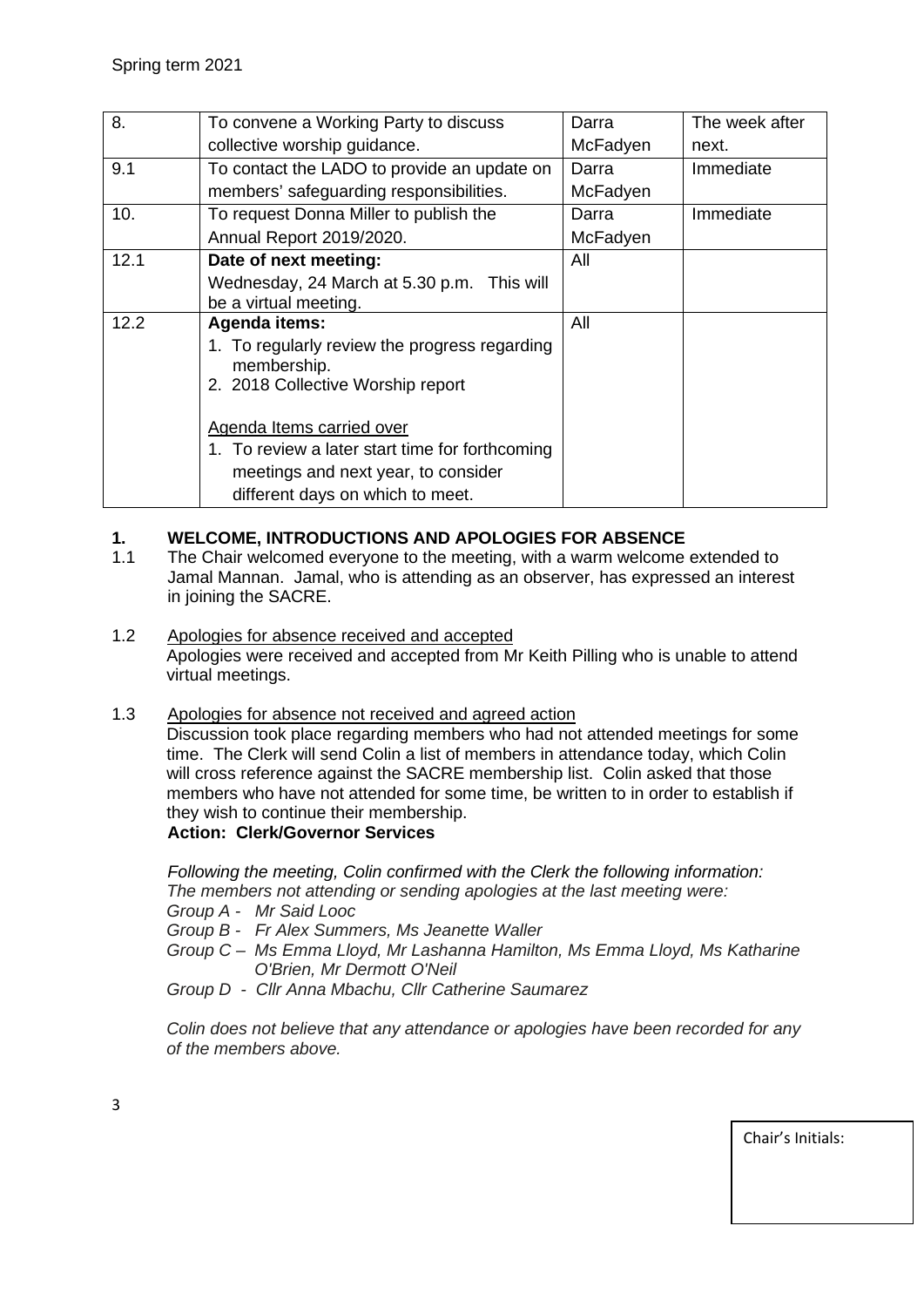| 8. | To convene a Working Party to discuss collective worship guidance. | Darra McFadyen | The week after next. |
|---|---|---|---|
| 9.1 | To contact the LADO to provide an update on members' safeguarding responsibilities. | Darra McFadyen | Immediate |
| 10. | To request Donna Miller to publish the Annual Report 2019/2020. | Darra McFadyen | Immediate |
| 12.1 | **Date of next meeting:** Wednesday, 24 March at 5.30 p.m. This will be a virtual meeting. | All | |
| 12.2 | **Agenda items:** 1. To regularly review the progress regarding membership. 2. 2018 Collective Worship report <br><br> Agenda Items carried over <br> 1. To review a later start time for forthcoming meetings and next year, to consider different days on which to meet. | All | |

## 1. WELCOME, INTRODUCTIONS AND APOLOGIES FOR ABSENCE

1.1 The Chair welcomed everyone to the meeting, with a warm welcome extended to Jamal Mannan. Jamal, who is attending as an observer, has expressed an interest in joining the SACRE.

1.2 Apologies for absence received and accepted

Apologies were received and accepted from Mr Keith Pilling who is unable to attend virtual meetings.

1.3 Apologies for absence not received and agreed action

Discussion took place regarding members who had not attended meetings for some time. The Clerk will send Colin a list of members in attendance today, which Colin will cross reference against the SACRE membership list. Colin asked that those members who have not attended for some time, be written to in order to establish if they wish to continue their membership.

**Action: Clerk/Governor Services**

*Following the meeting, Colin confirmed with the Clerk the following information:*
*The members not attending or sending apologies at the last meeting were:*
*Group A - Mr Said Looc*
*Group B - Fr Alex Summers, Ms Jeanette Waller*
*Group C – Ms Emma Lloyd, Mr Lashanna Hamilton, Ms Emma Lloyd, Ms Katharine O'Brien, Mr Dermott O'Neil*
*Group D - Cllr Anna Mbachu, Cllr Catherine Saumarez*

*Colin does not believe that any attendance or apologies have been recorded for any of the members above.*

Chair's Initials: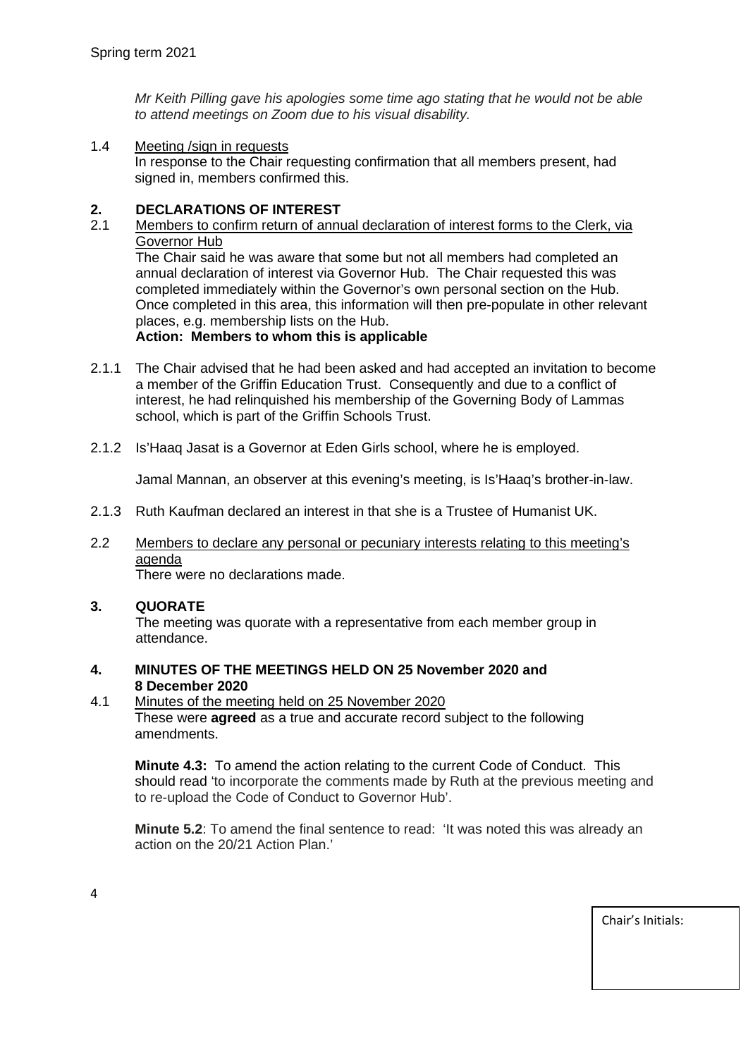*Mr Keith Pilling gave his apologies some time ago stating that he would not be able to attend meetings on Zoom due to his visual disability.*

1.4 Meeting /sign in requests

In response to the Chair requesting confirmation that all members present, had signed in, members confirmed this.

## 2. DECLARATIONS OF INTEREST

2.1 Members to confirm return of annual declaration of interest forms to the Clerk, via Governor Hub

The Chair said he was aware that some but not all members had completed an annual declaration of interest via Governor Hub. The Chair requested this was completed immediately within the Governor's own personal section on the Hub. Once completed in this area, this information will then pre-populate in other relevant places, e.g. membership lists on the Hub.

**Action: Members to whom this is applicable**

2.1.1 The Chair advised that he had been asked and had accepted an invitation to become a member of the Griffin Education Trust. Consequently and due to a conflict of interest, he had relinquished his membership of the Governing Body of Lammas school, which is part of the Griffin Schools Trust.

2.1.2 Is'Haaq Jasat is a Governor at Eden Girls school, where he is employed.

Jamal Mannan, an observer at this evening's meeting, is Is'Haaq's brother-in-law.

2.1.3 Ruth Kaufman declared an interest in that she is a Trustee of Humanist UK.

2.2 Members to declare any personal or pecuniary interests relating to this meeting's agenda

There were no declarations made.

## 3. QUORATE

The meeting was quorate with a representative from each member group in attendance.

## 4. MINUTES OF THE MEETINGS HELD ON 25 November 2020 and 8 December 2020

4.1 Minutes of the meeting held on 25 November 2020

These were **agreed** as a true and accurate record subject to the following amendments.

**Minute 4.3:** To amend the action relating to the current Code of Conduct. This should read 'to incorporate the comments made by Ruth at the previous meeting and to re-upload the Code of Conduct to Governor Hub'.

**Minute 5.2**: To amend the final sentence to read: 'It was noted this was already an action on the 20/21 Action Plan.'

Chair's Initials: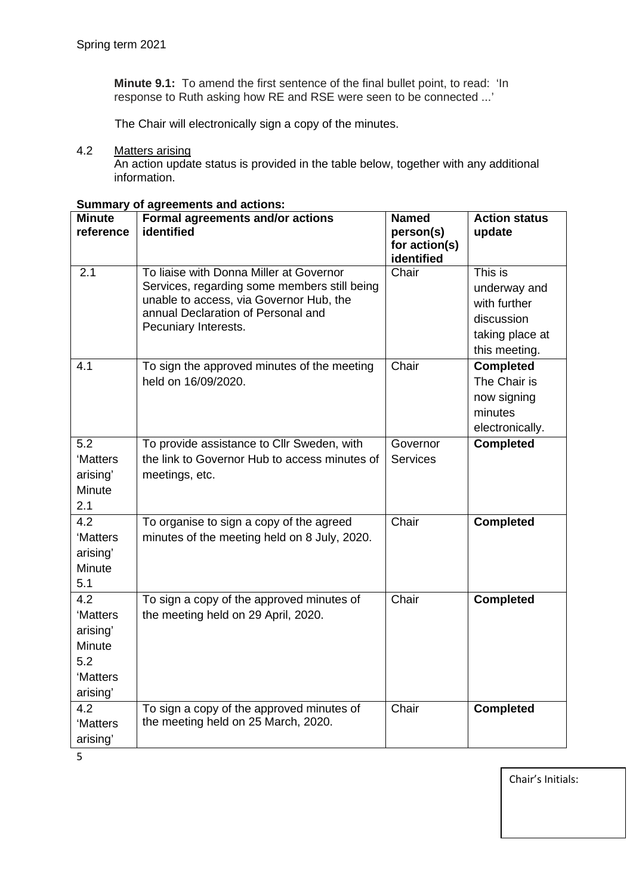**Minute 9.1:** To amend the first sentence of the final bullet point, to read: 'In response to Ruth asking how RE and RSE were seen to be connected ...'

The Chair will electronically sign a copy of the minutes.

4.2 Matters arising

An action update status is provided in the table below, together with any additional information.

**Summary of agreements and actions:**

| Minute reference | Formal agreements and/or actions identified | Named person(s) for action(s) identified | Action status update |
|---|---|---|---|
| 2.1 | To liaise with Donna Miller at Governor Services, regarding some members still being unable to access, via Governor Hub, the annual Declaration of Personal and Pecuniary Interests. | Chair | This is underway and with further discussion taking place at this meeting. |
| 4.1 | To sign the approved minutes of the meeting held on 16/09/2020. | Chair | **Completed** The Chair is now signing minutes electronically. |
| 5.2 'Matters arising' Minute 2.1 | To provide assistance to Cllr Sweden, with the link to Governor Hub to access minutes of meetings, etc. | Governor Services | **Completed** |
| 4.2 'Matters arising' Minute 5.1 | To organise to sign a copy of the agreed minutes of the meeting held on 8 July, 2020. | Chair | **Completed** |
| 4.2 'Matters arising' Minute 5.2 'Matters arising' | To sign a copy of the approved minutes of the meeting held on 29 April, 2020. | Chair | **Completed** |
| 4.2 'Matters arising' | To sign a copy of the approved minutes of the meeting held on 25 March, 2020. | Chair | **Completed** |

Chair's Initials: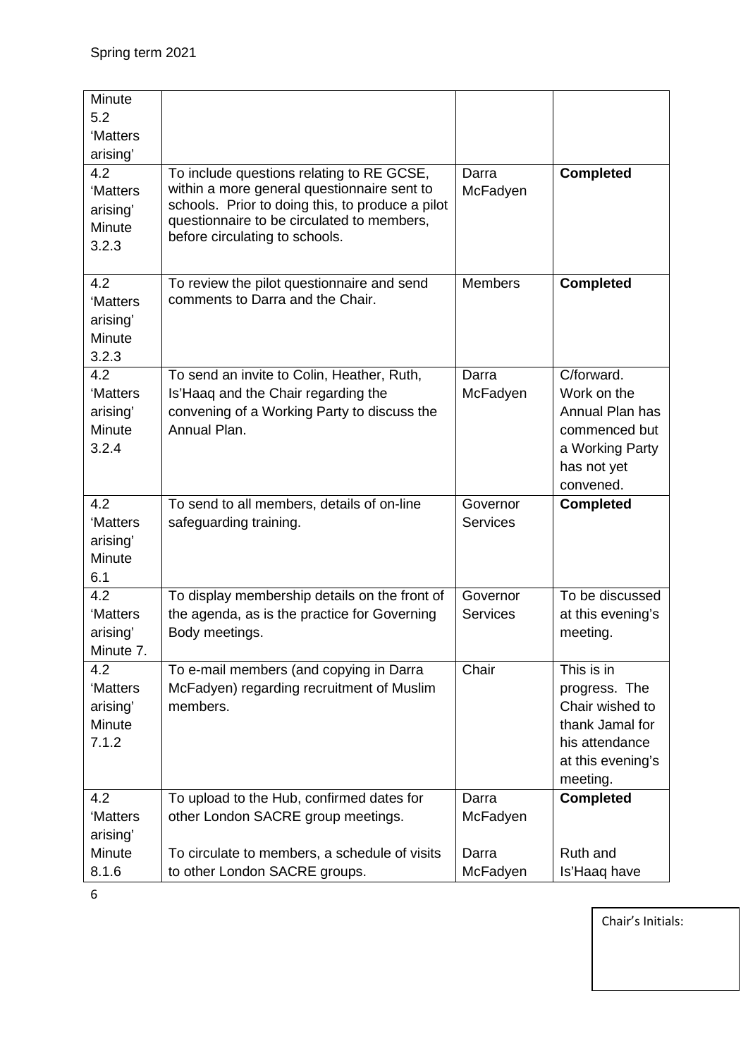| Minute 5.2 'Matters arising' | | | |
|---|---|---|---|
| 4.2 'Matters arising' Minute 3.2.3 | To include questions relating to RE GCSE, within a more general questionnaire sent to schools. Prior to doing this, to produce a pilot questionnaire to be circulated to members, before circulating to schools. | Darra McFadyen | **Completed** |
| 4.2 'Matters arising' Minute 3.2.3 | To review the pilot questionnaire and send comments to Darra and the Chair. | Members | **Completed** |
| 4.2 'Matters arising' Minute 3.2.4 | To send an invite to Colin, Heather, Ruth, Is'Haaq and the Chair regarding the convening of a Working Party to discuss the Annual Plan. | Darra McFadyen | C/forward. Work on the Annual Plan has commenced but a Working Party has not yet convened. |
| 4.2 'Matters arising' Minute 6.1 | To send to all members, details of on-line safeguarding training. | Governor Services | **Completed** |
| 4.2 'Matters arising' Minute 7. | To display membership details on the front of the agenda, as is the practice for Governing Body meetings. | Governor Services | To be discussed at this evening's meeting. |
| 4.2 'Matters arising' Minute 7.1.2 | To e-mail members (and copying in Darra McFadyen) regarding recruitment of Muslim members. | Chair | This is in progress. The Chair wished to thank Jamal for his attendance at this evening's meeting. |
| 4.2 'Matters arising' Minute 8.1.6 | To upload to the Hub, confirmed dates for other London SACRE group meetings.<br><br>To circulate to members, a schedule of visits to other London SACRE groups. | Darra McFadyen<br><br>Darra McFadyen | **Completed**<br><br>Ruth and Is'Haaq have |

Chair's Initials: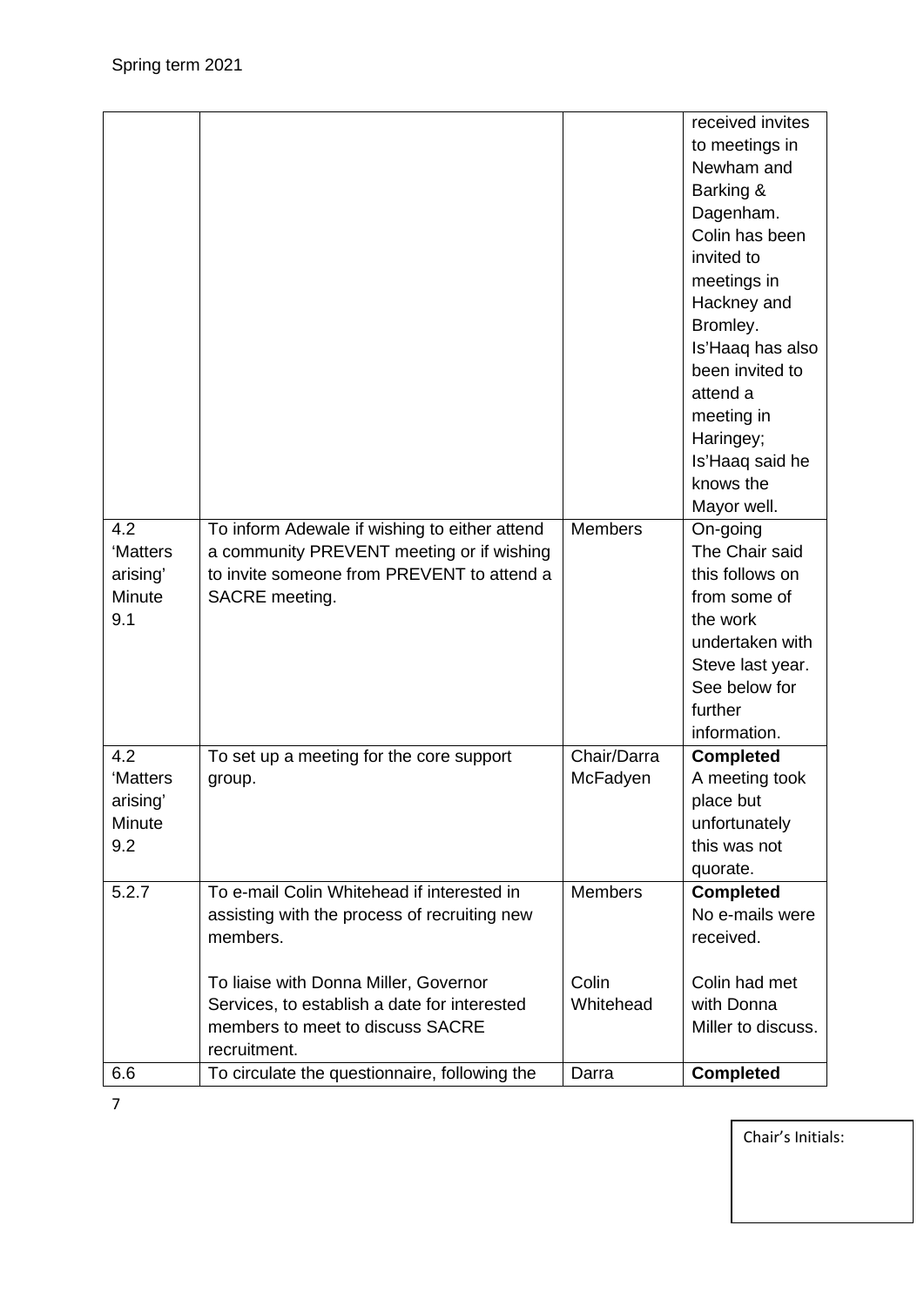| | | | received invites to meetings in Newham and Barking & Dagenham. Colin has been invited to meetings in Hackney and Bromley. Is'Haaq has also been invited to attend a meeting in Haringey; Is'Haaq said he knows the Mayor well. |
|---|---|---|---|
| 4.2 'Matters arising' Minute 9.1 | To inform Adewale if wishing to either attend a community PREVENT meeting or if wishing to invite someone from PREVENT to attend a SACRE meeting. | Members | On-going The Chair said this follows on from some of the work undertaken with Steve last year. See below for further information. |
| 4.2 'Matters arising' Minute 9.2 | To set up a meeting for the core support group. | Chair/Darra McFadyen | **Completed** A meeting took place but unfortunately this was not quorate. |
| 5.2.7 | To e-mail Colin Whitehead if interested in assisting with the process of recruiting new members.<br><br>To liaise with Donna Miller, Governor Services, to establish a date for interested members to meet to discuss SACRE recruitment. | Members<br><br>Colin Whitehead | **Completed** No e-mails were received.<br><br>Colin had met with Donna Miller to discuss. |
| 6.6 | To circulate the questionnaire, following the | Darra | **Completed** |

Chair's Initials: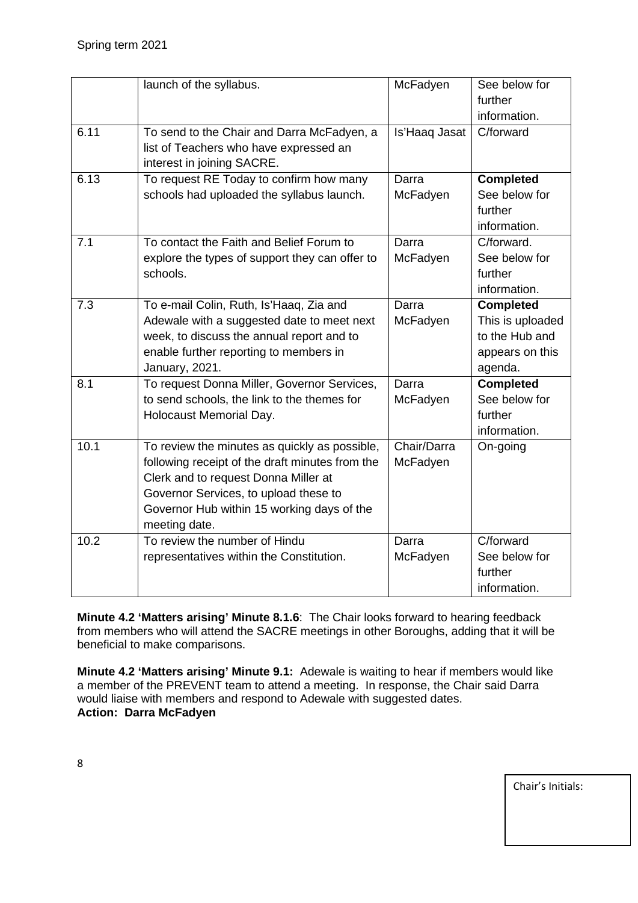| | | | |
|---|---|---|---|
| | launch of the syllabus. | McFadyen | See below for further information. |
| 6.11 | To send to the Chair and Darra McFadyen, a list of Teachers who have expressed an interest in joining SACRE. | Is'Haaq Jasat | C/forward |
| 6.13 | To request RE Today to confirm how many schools had uploaded the syllabus launch. | Darra McFadyen | **Completed** See below for further information. |
| 7.1 | To contact the Faith and Belief Forum to explore the types of support they can offer to schools. | Darra McFadyen | C/forward. See below for further information. |
| 7.3 | To e-mail Colin, Ruth, Is'Haaq, Zia and Adewale with a suggested date to meet next week, to discuss the annual report and to enable further reporting to members in January, 2021. | Darra McFadyen | **Completed** This is uploaded to the Hub and appears on this agenda. |
| 8.1 | To request Donna Miller, Governor Services, to send schools, the link to the themes for Holocaust Memorial Day. | Darra McFadyen | **Completed** See below for further information. |
| 10.1 | To review the minutes as quickly as possible, following receipt of the draft minutes from the Clerk and to request Donna Miller at Governor Services, to upload these to Governor Hub within 15 working days of the meeting date. | Chair/Darra McFadyen | On-going |
| 10.2 | To review the number of Hindu representatives within the Constitution. | Darra McFadyen | C/forward See below for further information. |

**Minute 4.2 'Matters arising' Minute 8.1.6**: The Chair looks forward to hearing feedback from members who will attend the SACRE meetings in other Boroughs, adding that it will be beneficial to make comparisons.

**Minute 4.2 'Matters arising' Minute 9.1:** Adewale is waiting to hear if members would like a member of the PREVENT team to attend a meeting. In response, the Chair said Darra would liaise with members and respond to Adewale with suggested dates.
**Action: Darra McFadyen**

Chair's Initials: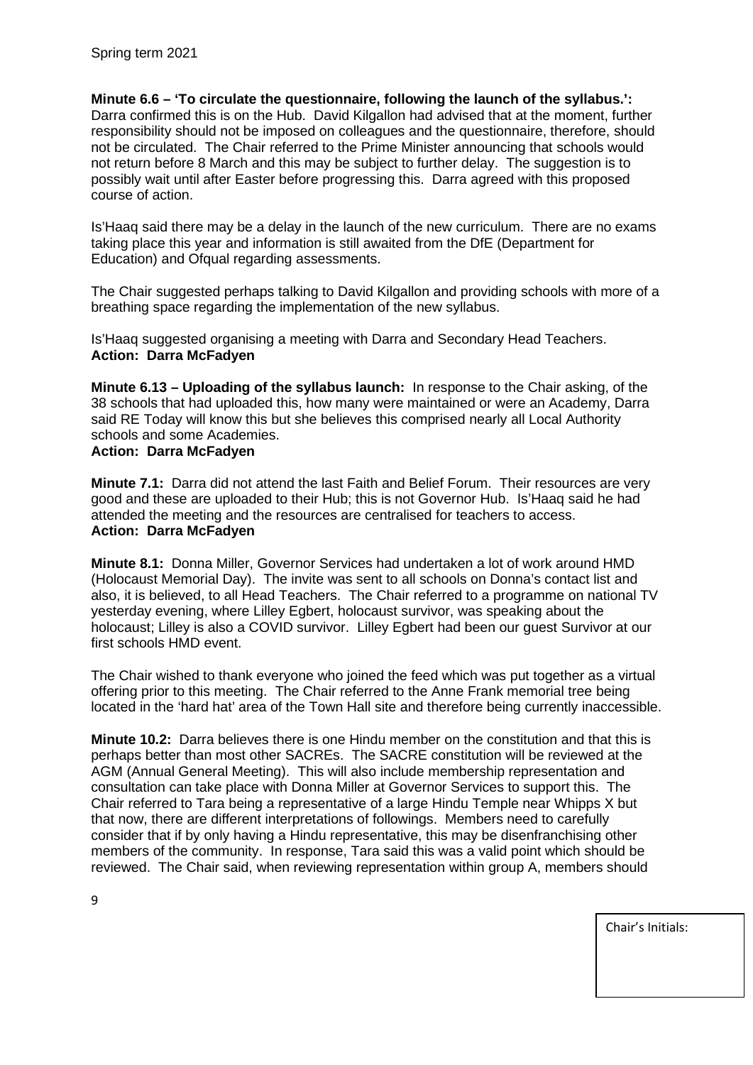**Minute 6.6 – 'To circulate the questionnaire, following the launch of the syllabus.':** Darra confirmed this is on the Hub. David Kilgallon had advised that at the moment, further responsibility should not be imposed on colleagues and the questionnaire, therefore, should not be circulated. The Chair referred to the Prime Minister announcing that schools would not return before 8 March and this may be subject to further delay. The suggestion is to possibly wait until after Easter before progressing this. Darra agreed with this proposed course of action.

Is'Haaq said there may be a delay in the launch of the new curriculum. There are no exams taking place this year and information is still awaited from the DfE (Department for Education) and Ofqual regarding assessments.

The Chair suggested perhaps talking to David Kilgallon and providing schools with more of a breathing space regarding the implementation of the new syllabus.

Is'Haaq suggested organising a meeting with Darra and Secondary Head Teachers.
**Action: Darra McFadyen**

**Minute 6.13 – Uploading of the syllabus launch:** In response to the Chair asking, of the 38 schools that had uploaded this, how many were maintained or were an Academy, Darra said RE Today will know this but she believes this comprised nearly all Local Authority schools and some Academies.
**Action: Darra McFadyen**

**Minute 7.1:** Darra did not attend the last Faith and Belief Forum. Their resources are very good and these are uploaded to their Hub; this is not Governor Hub. Is'Haaq said he had attended the meeting and the resources are centralised for teachers to access.
**Action: Darra McFadyen**

**Minute 8.1:** Donna Miller, Governor Services had undertaken a lot of work around HMD (Holocaust Memorial Day). The invite was sent to all schools on Donna's contact list and also, it is believed, to all Head Teachers. The Chair referred to a programme on national TV yesterday evening, where Lilley Egbert, holocaust survivor, was speaking about the holocaust; Lilley is also a COVID survivor. Lilley Egbert had been our guest Survivor at our first schools HMD event.

The Chair wished to thank everyone who joined the feed which was put together as a virtual offering prior to this meeting. The Chair referred to the Anne Frank memorial tree being located in the 'hard hat' area of the Town Hall site and therefore being currently inaccessible.

**Minute 10.2:** Darra believes there is one Hindu member on the constitution and that this is perhaps better than most other SACREs. The SACRE constitution will be reviewed at the AGM (Annual General Meeting). This will also include membership representation and consultation can take place with Donna Miller at Governor Services to support this. The Chair referred to Tara being a representative of a large Hindu Temple near Whipps X but that now, there are different interpretations of followings. Members need to carefully consider that if by only having a Hindu representative, this may be disenfranchising other members of the community. In response, Tara said this was a valid point which should be reviewed. The Chair said, when reviewing representation within group A, members should

Chair's Initials: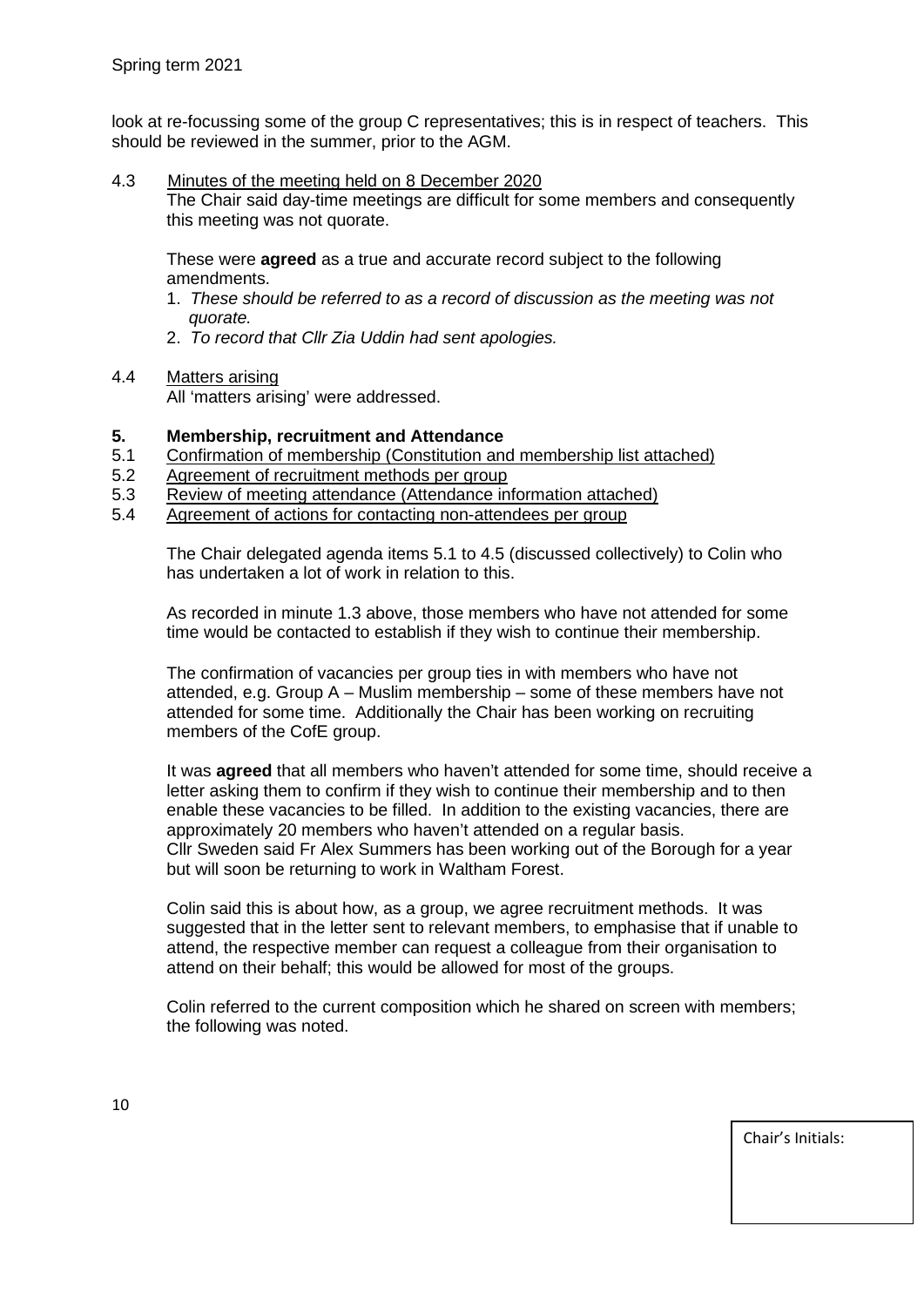look at re-focussing some of the group C representatives; this is in respect of teachers. This should be reviewed in the summer, prior to the AGM.

4.3 Minutes of the meeting held on 8 December 2020

The Chair said day-time meetings are difficult for some members and consequently this meeting was not quorate.

These were **agreed** as a true and accurate record subject to the following amendments.

1. *These should be referred to as a record of discussion as the meeting was not quorate.*
2. *To record that Cllr Zia Uddin had sent apologies.*

4.4 Matters arising

All 'matters arising' were addressed.

## 5. Membership, recruitment and Attendance

5.1 Confirmation of membership (Constitution and membership list attached)
5.2 Agreement of recruitment methods per group
5.3 Review of meeting attendance (Attendance information attached)
5.4 Agreement of actions for contacting non-attendees per group

The Chair delegated agenda items 5.1 to 4.5 (discussed collectively) to Colin who has undertaken a lot of work in relation to this.

As recorded in minute 1.3 above, those members who have not attended for some time would be contacted to establish if they wish to continue their membership.

The confirmation of vacancies per group ties in with members who have not attended, e.g. Group A – Muslim membership – some of these members have not attended for some time. Additionally the Chair has been working on recruiting members of the CofE group.

It was **agreed** that all members who haven't attended for some time, should receive a letter asking them to confirm if they wish to continue their membership and to then enable these vacancies to be filled. In addition to the existing vacancies, there are approximately 20 members who haven't attended on a regular basis.
Cllr Sweden said Fr Alex Summers has been working out of the Borough for a year but will soon be returning to work in Waltham Forest.

Colin said this is about how, as a group, we agree recruitment methods. It was suggested that in the letter sent to relevant members, to emphasise that if unable to attend, the respective member can request a colleague from their organisation to attend on their behalf; this would be allowed for most of the groups.

Colin referred to the current composition which he shared on screen with members; the following was noted.

Chair's Initials: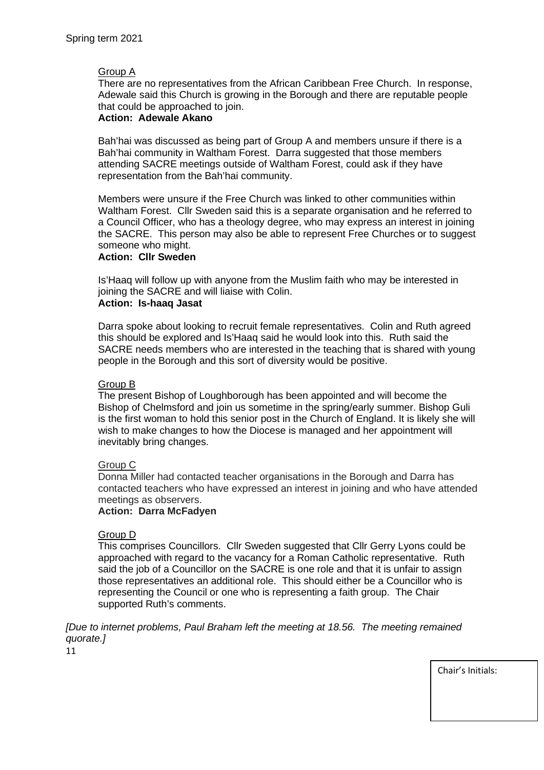Group A

There are no representatives from the African Caribbean Free Church. In response, Adewale said this Church is growing in the Borough and there are reputable people that could be approached to join.

**Action: Adewale Akano**

Bah'hai was discussed as being part of Group A and members unsure if there is a Bah'hai community in Waltham Forest. Darra suggested that those members attending SACRE meetings outside of Waltham Forest, could ask if they have representation from the Bah'hai community.

Members were unsure if the Free Church was linked to other communities within Waltham Forest. Cllr Sweden said this is a separate organisation and he referred to a Council Officer, who has a theology degree, who may express an interest in joining the SACRE. This person may also be able to represent Free Churches or to suggest someone who might.

**Action: Cllr Sweden**

Is'Haaq will follow up with anyone from the Muslim faith who may be interested in joining the SACRE and will liaise with Colin.

**Action: Is-haaq Jasat**

Darra spoke about looking to recruit female representatives. Colin and Ruth agreed this should be explored and Is'Haaq said he would look into this. Ruth said the SACRE needs members who are interested in the teaching that is shared with young people in the Borough and this sort of diversity would be positive.

Group B

The present Bishop of Loughborough has been appointed and will become the Bishop of Chelmsford and join us sometime in the spring/early summer. Bishop Guli is the first woman to hold this senior post in the Church of England. It is likely she will wish to make changes to how the Diocese is managed and her appointment will inevitably bring changes.

Group C

Donna Miller had contacted teacher organisations in the Borough and Darra has contacted teachers who have expressed an interest in joining and who have attended meetings as observers.

**Action: Darra McFadyen**

Group D

This comprises Councillors. Cllr Sweden suggested that Cllr Gerry Lyons could be approached with regard to the vacancy for a Roman Catholic representative. Ruth said the job of a Councillor on the SACRE is one role and that it is unfair to assign those representatives an additional role. This should either be a Councillor who is representing the Council or one who is representing a faith group. The Chair supported Ruth's comments.

*[Due to internet problems, Paul Braham left the meeting at 18.56. The meeting remained quorate.]*

Chair's Initials: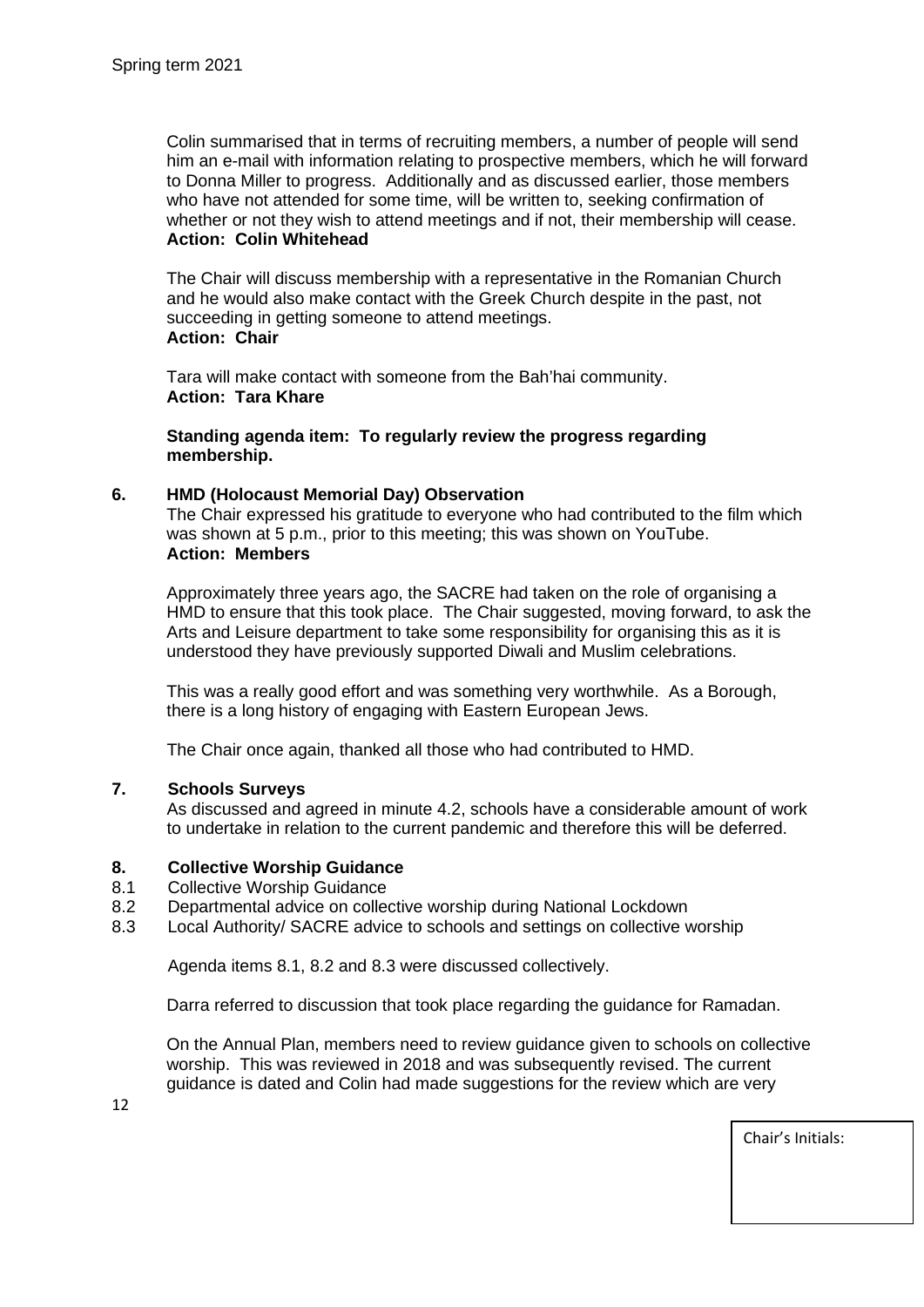Colin summarised that in terms of recruiting members, a number of people will send him an e-mail with information relating to prospective members, which he will forward to Donna Miller to progress. Additionally and as discussed earlier, those members who have not attended for some time, will be written to, seeking confirmation of whether or not they wish to attend meetings and if not, their membership will cease.
**Action: Colin Whitehead**

The Chair will discuss membership with a representative in the Romanian Church and he would also make contact with the Greek Church despite in the past, not succeeding in getting someone to attend meetings.
**Action: Chair**

Tara will make contact with someone from the Bah'hai community.
**Action: Tara Khare**

**Standing agenda item: To regularly review the progress regarding membership.**

**6. HMD (Holocaust Memorial Day) Observation**

The Chair expressed his gratitude to everyone who had contributed to the film which was shown at 5 p.m., prior to this meeting; this was shown on YouTube.
**Action: Members**

Approximately three years ago, the SACRE had taken on the role of organising a HMD to ensure that this took place. The Chair suggested, moving forward, to ask the Arts and Leisure department to take some responsibility for organising this as it is understood they have previously supported Diwali and Muslim celebrations.

This was a really good effort and was something very worthwhile. As a Borough, there is a long history of engaging with Eastern European Jews.

The Chair once again, thanked all those who had contributed to HMD.

**7. Schools Surveys**

As discussed and agreed in minute 4.2, schools have a considerable amount of work to undertake in relation to the current pandemic and therefore this will be deferred.

**8. Collective Worship Guidance**

8.1 Collective Worship Guidance
8.2 Departmental advice on collective worship during National Lockdown
8.3 Local Authority/ SACRE advice to schools and settings on collective worship

Agenda items 8.1, 8.2 and 8.3 were discussed collectively.

Darra referred to discussion that took place regarding the guidance for Ramadan.

On the Annual Plan, members need to review guidance given to schools on collective worship. This was reviewed in 2018 and was subsequently revised. The current guidance is dated and Colin had made suggestions for the review which are very

Chair's Initials: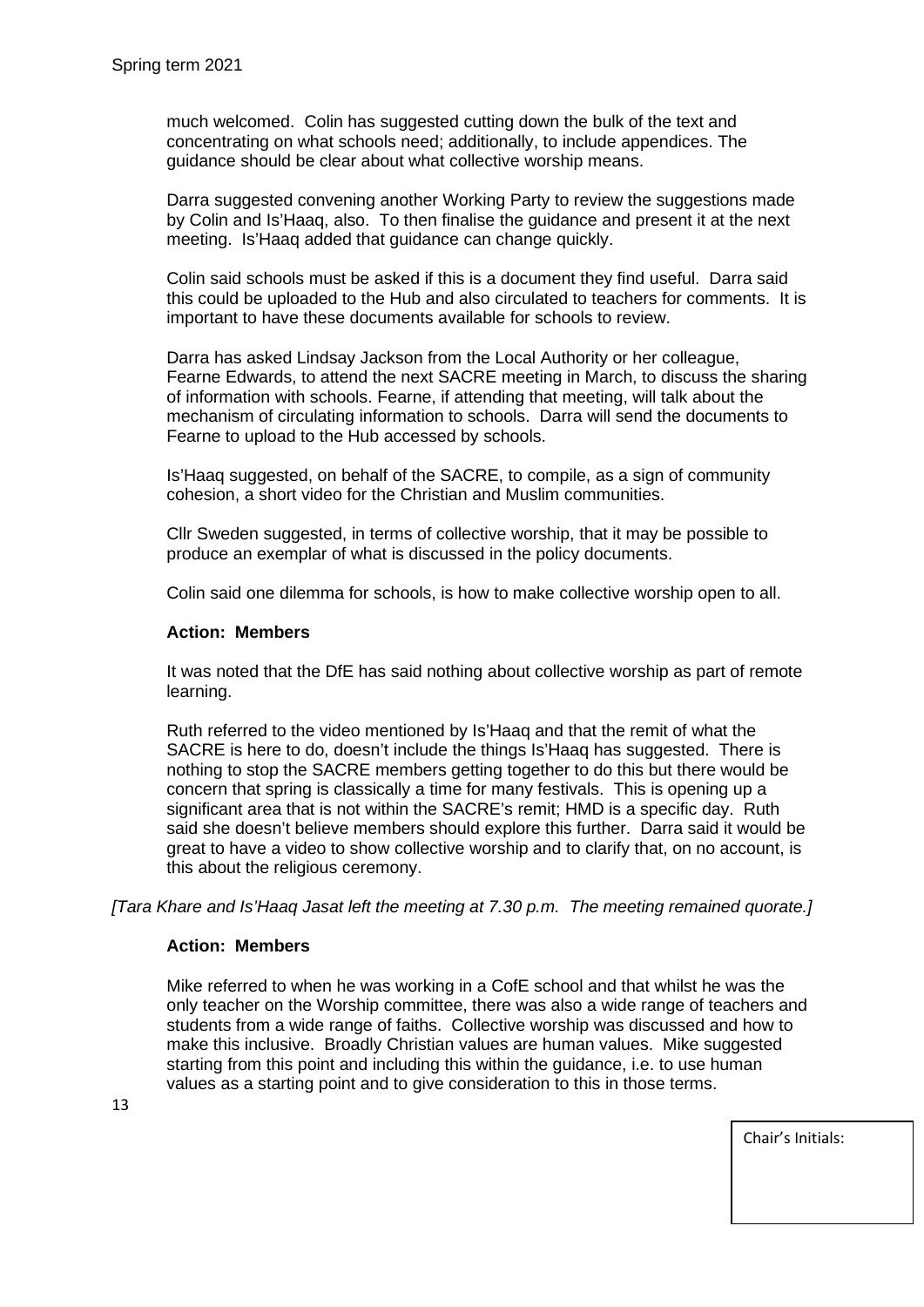much welcomed. Colin has suggested cutting down the bulk of the text and concentrating on what schools need; additionally, to include appendices. The guidance should be clear about what collective worship means.

Darra suggested convening another Working Party to review the suggestions made by Colin and Is'Haaq, also. To then finalise the guidance and present it at the next meeting. Is'Haaq added that guidance can change quickly.

Colin said schools must be asked if this is a document they find useful. Darra said this could be uploaded to the Hub and also circulated to teachers for comments. It is important to have these documents available for schools to review.

Darra has asked Lindsay Jackson from the Local Authority or her colleague, Fearne Edwards, to attend the next SACRE meeting in March, to discuss the sharing of information with schools. Fearne, if attending that meeting, will talk about the mechanism of circulating information to schools. Darra will send the documents to Fearne to upload to the Hub accessed by schools.

Is'Haaq suggested, on behalf of the SACRE, to compile, as a sign of community cohesion, a short video for the Christian and Muslim communities.

Cllr Sweden suggested, in terms of collective worship, that it may be possible to produce an exemplar of what is discussed in the policy documents.

Colin said one dilemma for schools, is how to make collective worship open to all.

**Action: Members**

It was noted that the DfE has said nothing about collective worship as part of remote learning.

Ruth referred to the video mentioned by Is'Haaq and that the remit of what the SACRE is here to do, doesn't include the things Is'Haaq has suggested. There is nothing to stop the SACRE members getting together to do this but there would be concern that spring is classically a time for many festivals. This is opening up a significant area that is not within the SACRE's remit; HMD is a specific day. Ruth said she doesn't believe members should explore this further. Darra said it would be great to have a video to show collective worship and to clarify that, on no account, is this about the religious ceremony.

*[Tara Khare and Is'Haaq Jasat left the meeting at 7.30 p.m. The meeting remained quorate.]*

**Action: Members**

Mike referred to when he was working in a CofE school and that whilst he was the only teacher on the Worship committee, there was also a wide range of teachers and students from a wide range of faiths. Collective worship was discussed and how to make this inclusive. Broadly Christian values are human values. Mike suggested starting from this point and including this within the guidance, i.e. to use human values as a starting point and to give consideration to this in those terms.

| Chair's Initials: |
|---|
| |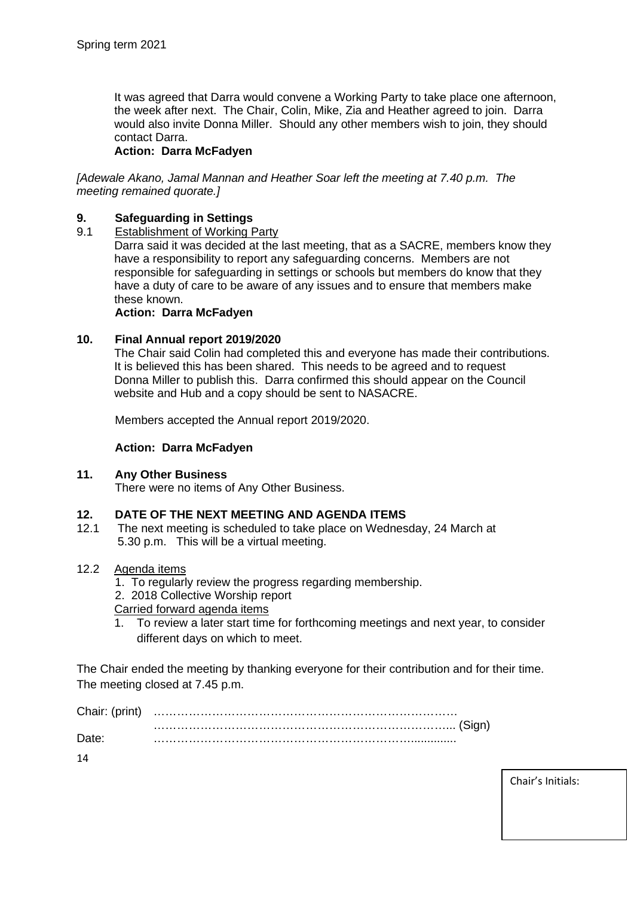It was agreed that Darra would convene a Working Party to take place one afternoon, the week after next. The Chair, Colin, Mike, Zia and Heather agreed to join. Darra would also invite Donna Miller. Should any other members wish to join, they should contact Darra.

**Action: Darra McFadyen**

*[Adewale Akano, Jamal Mannan and Heather Soar left the meeting at 7.40 p.m. The meeting remained quorate.]*

## 9. Safeguarding in Settings

9.1 Establishment of Working Party

Darra said it was decided at the last meeting, that as a SACRE, members know they have a responsibility to report any safeguarding concerns. Members are not responsible for safeguarding in settings or schools but members do know that they have a duty of care to be aware of any issues and to ensure that members make these known.

**Action: Darra McFadyen**

## 10. Final Annual report 2019/2020

The Chair said Colin had completed this and everyone has made their contributions. It is believed this has been shared. This needs to be agreed and to request Donna Miller to publish this. Darra confirmed this should appear on the Council website and Hub and a copy should be sent to NASACRE.

Members accepted the Annual report 2019/2020.

**Action: Darra McFadyen**

## 11. Any Other Business

There were no items of Any Other Business.

## 12. DATE OF THE NEXT MEETING AND AGENDA ITEMS

12.1 The next meeting is scheduled to take place on Wednesday, 24 March at 5.30 p.m. This will be a virtual meeting.

12.2 Agenda items

1. To regularly review the progress regarding membership.
2. 2018 Collective Worship report

Carried forward agenda items

1. To review a later start time for forthcoming meetings and next year, to consider different days on which to meet.

The Chair ended the meeting by thanking everyone for their contribution and for their time. The meeting closed at 7.45 p.m.

Chair: (print) ……………………………………………………………………

……………………………………………………………………... (Sign)

Date: ……………………………………………………………………..

Chair's Initials: